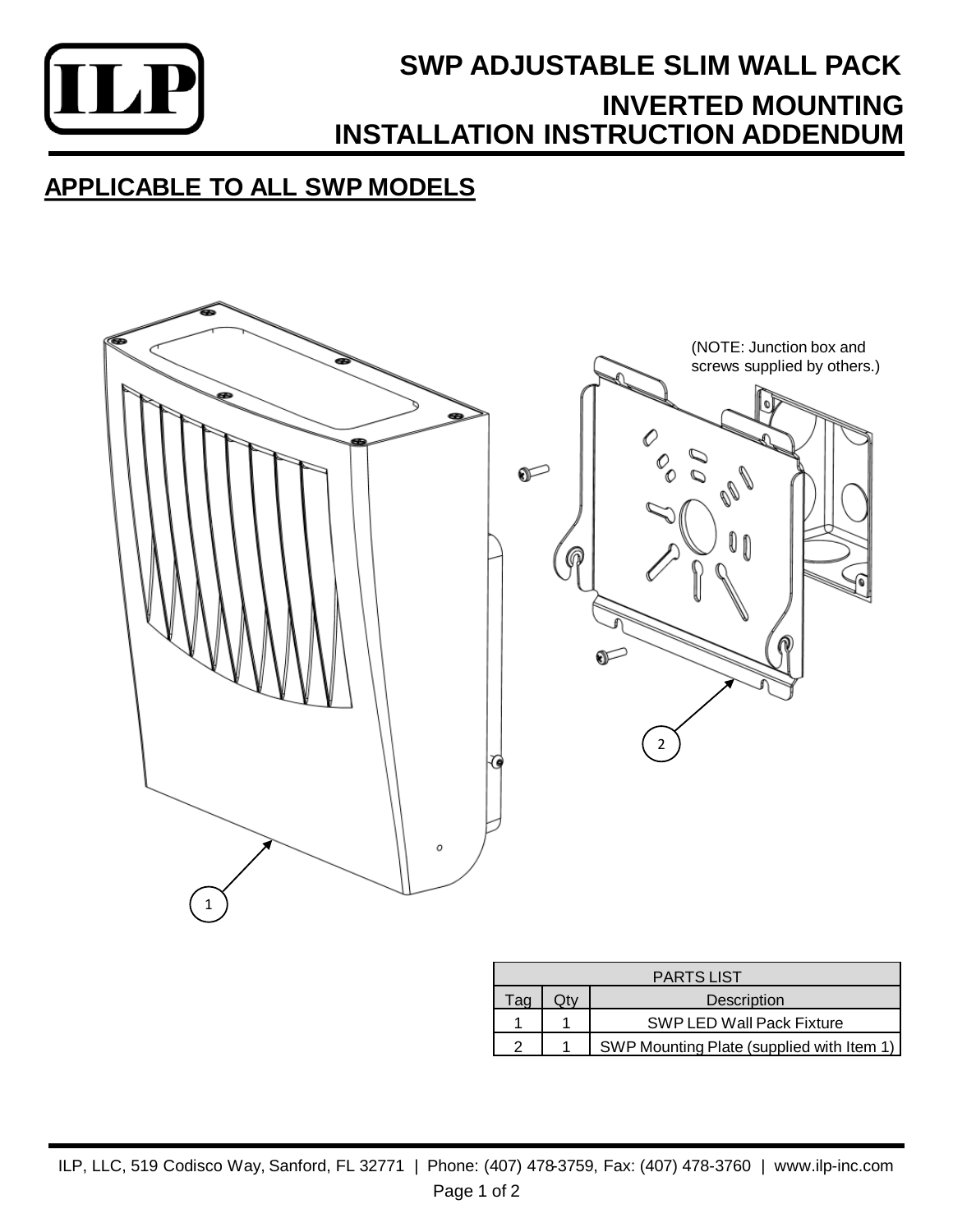# SWP ADJUSTABLE SLIM WALL PACK

## INVERTED MOUNTING INSTALLATION INSTRUCTION ADDENDUM

## APPLICABLE TO ALL SWP MODELS

(NOTE: Junction box and screws supplied by others.)

| PARTS LIST | | |
|---|---|---|
| Tag | Qty | Description |
| 1 | 1 | SWP LED Wall Pack Fixture |
| 2 | 1 | SWP Mounting Plate (supplied with Item 1) |

ILP, LLC, 519 Codisco Way, Sanford, FL 32771 | Phone: (407) 478-3759, Fax: (407) 478-3760 | www.ilp-inc.com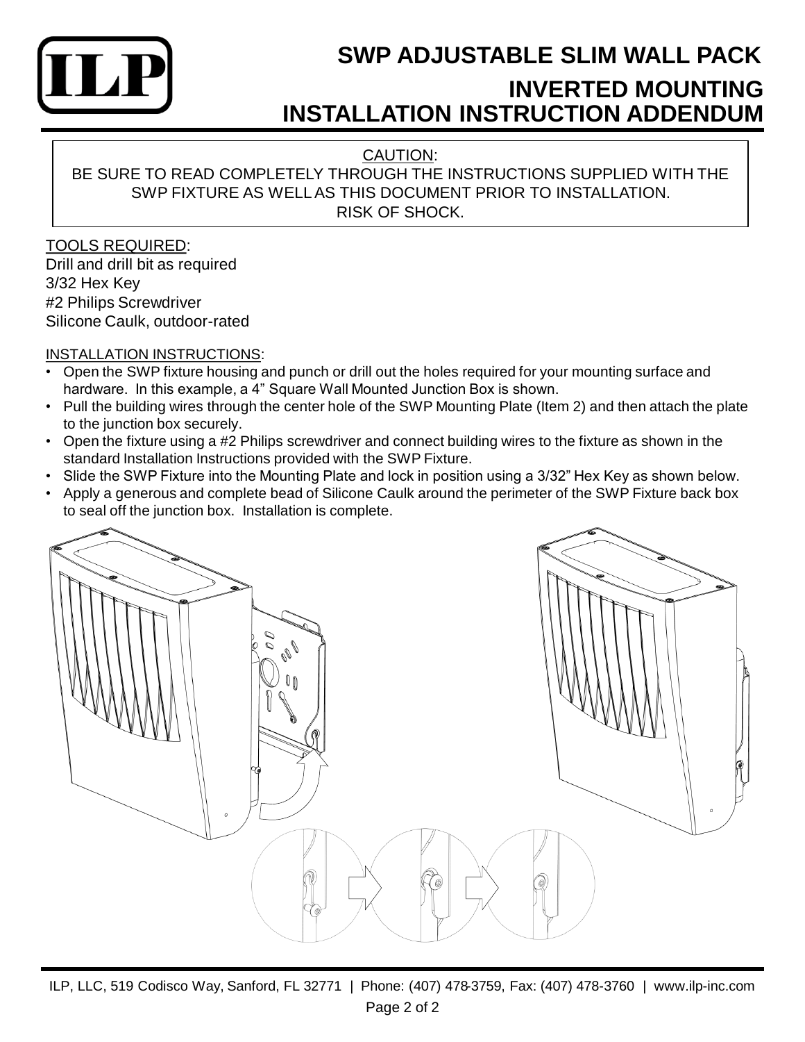# SWP ADJUSTABLE SLIM WALL PACK

## INVERTED MOUNTING INSTALLATION INSTRUCTION ADDENDUM

CAUTION:
BE SURE TO READ COMPLETELY THROUGH THE INSTRUCTIONS SUPPLIED WITH THE SWP FIXTURE AS WELL AS THIS DOCUMENT PRIOR TO INSTALLATION.
RISK OF SHOCK.

TOOLS REQUIRED:
Drill and drill bit as required
3/32 Hex Key
#2 Philips Screwdriver
Silicone Caulk, outdoor-rated

INSTALLATION INSTRUCTIONS:

- Open the SWP fixture housing and punch or drill out the holes required for your mounting surface and hardware. In this example, a 4" Square Wall Mounted Junction Box is shown.
- Pull the building wires through the center hole of the SWP Mounting Plate (Item 2) and then attach the plate to the junction box securely.
- Open the fixture using a #2 Philips screwdriver and connect building wires to the fixture as shown in the standard Installation Instructions provided with the SWP Fixture.
- Slide the SWP Fixture into the Mounting Plate and lock in position using a 3/32" Hex Key as shown below.
- Apply a generous and complete bead of Silicone Caulk around the perimeter of the SWP Fixture back box to seal off the junction box. Installation is complete.

ILP, LLC, 519 Codisco Way, Sanford, FL 32771 | Phone: (407) 478-3759, Fax: (407) 478-3760 | www.ilp-inc.com